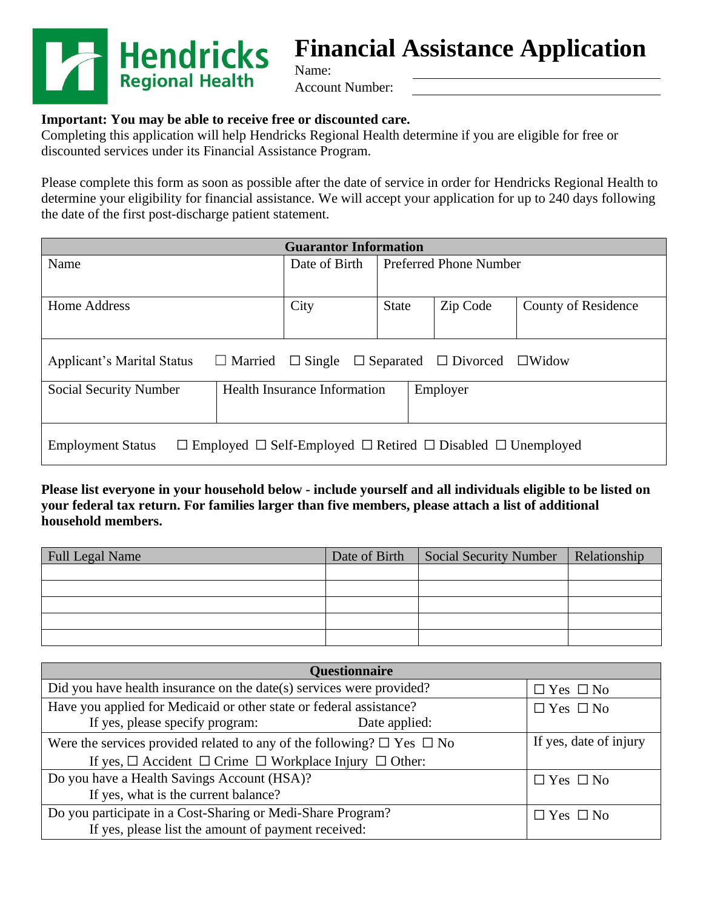# Financial Assistance Application

Name: \_\_\_\_\_\_\_\_\_\_\_\_\_\_\_\_\_\_\_\_\_\_\_\_\_\_\_\_\_\_\_\_

Account Number: \_\_\_\_\_\_\_\_\_\_\_\_\_\_\_\_\_\_\_\_\_\_\_\_\_\_\_\_\_\_\_\_

**Important: You may be able to receive free or discounted care.**
Completing this application will help Hendricks Regional Health determine if you are eligible for free or discounted services under its Financial Assistance Program.

Please complete this form as soon as possible after the date of service in order for Hendricks Regional Health to determine your eligibility for financial assistance. We will accept your application for up to 240 days following the date of the first post-discharge patient statement.

| **Guarantor Information** | | | | |
|---|---|---|---|---|
| Name | Date of Birth | Preferred Phone Number | | |
| Home Address | City | State | Zip Code | County of Residence |
| Applicant's Marital Status ☐ Married ☐ Single ☐ Separated ☐ Divorced ☐ Widow | | | | |
| Social Security Number | Health Insurance Information | Employer | | |
| Employment Status ☐ Employed ☐ Self-Employed ☐ Retired ☐ Disabled ☐ Unemployed | | | | |

**Please list everyone in your household below - include yourself and all individuals eligible to be listed on your federal tax return. For families larger than five members, please attach a list of additional household members.**

| Full Legal Name | Date of Birth | Social Security Number | Relationship |
|---|---|---|---|
| | | | |
| | | | |
| | | | |
| | | | |
| | | | |

| **Questionnaire** | |
|---|---|
| Did you have health insurance on the date(s) services were provided? | ☐ Yes ☐ No |
| Have you applied for Medicaid or other state or federal assistance? If yes, please specify program: Date applied: | ☐ Yes ☐ No |
| Were the services provided related to any of the following? ☐ Yes ☐ No If yes, ☐ Accident ☐ Crime ☐ Workplace Injury ☐ Other: | If yes, date of injury |
| Do you have a Health Savings Account (HSA)? If yes, what is the current balance? | ☐ Yes ☐ No |
| Do you participate in a Cost-Sharing or Medi-Share Program? If yes, please list the amount of payment received: | ☐ Yes ☐ No |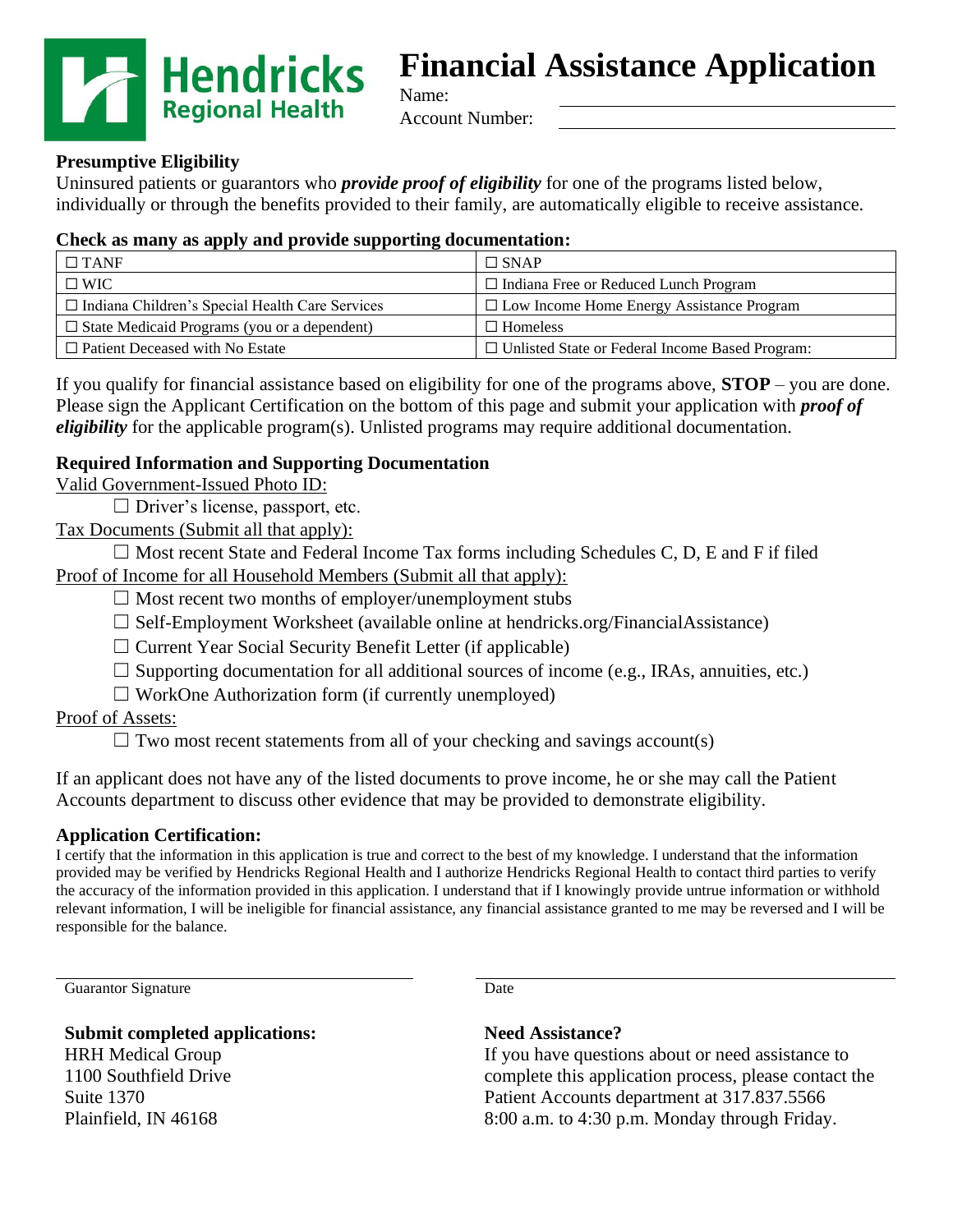Hendricks Regional Health

# Financial Assistance Application

Name: ______________________

Account Number: ______________________

**Presumptive Eligibility**

Uninsured patients or guarantors who ***provide proof of eligibility*** for one of the programs listed below, individually or through the benefits provided to their family, are automatically eligible to receive assistance.

**Check as many as apply and provide supporting documentation:**

| | |
|---|---|
| ☐ TANF | ☐ SNAP |
| ☐ WIC | ☐ Indiana Free or Reduced Lunch Program |
| ☐ Indiana Children's Special Health Care Services | ☐ Low Income Home Energy Assistance Program |
| ☐ State Medicaid Programs (you or a dependent) | ☐ Homeless |
| ☐ Patient Deceased with No Estate | ☐ Unlisted State or Federal Income Based Program: |

If you qualify for financial assistance based on eligibility for one of the programs above, **STOP** – you are done. Please sign the Applicant Certification on the bottom of this page and submit your application with ***proof of eligibility*** for the applicable program(s). Unlisted programs may require additional documentation.

**Required Information and Supporting Documentation**

Valid Government-Issued Photo ID:

- ☐ Driver's license, passport, etc.

Tax Documents (Submit all that apply):

- ☐ Most recent State and Federal Income Tax forms including Schedules C, D, E and F if filed

Proof of Income for all Household Members (Submit all that apply):

- ☐ Most recent two months of employer/unemployment stubs
- ☐ Self-Employment Worksheet (available online at hendricks.org/FinancialAssistance)
- ☐ Current Year Social Security Benefit Letter (if applicable)
- ☐ Supporting documentation for all additional sources of income (e.g., IRAs, annuities, etc.)
- ☐ WorkOne Authorization form (if currently unemployed)

Proof of Assets:

- ☐ Two most recent statements from all of your checking and savings account(s)

If an applicant does not have any of the listed documents to prove income, he or she may call the Patient Accounts department to discuss other evidence that may be provided to demonstrate eligibility.

**Application Certification:**

I certify that the information in this application is true and correct to the best of my knowledge. I understand that the information provided may be verified by Hendricks Regional Health and I authorize Hendricks Regional Health to contact third parties to verify the accuracy of the information provided in this application. I understand that if I knowingly provide untrue information or withhold relevant information, I will be ineligible for financial assistance, any financial assistance granted to me may be reversed and I will be responsible for the balance.

______________________ Guarantor Signature

______________________ Date

**Submit completed applications:**

HRH Medical Group
1100 Southfield Drive
Suite 1370
Plainfield, IN 46168

**Need Assistance?**

If you have questions about or need assistance to complete this application process, please contact the Patient Accounts department at 317.837.5566 8:00 a.m. to 4:30 p.m. Monday through Friday.